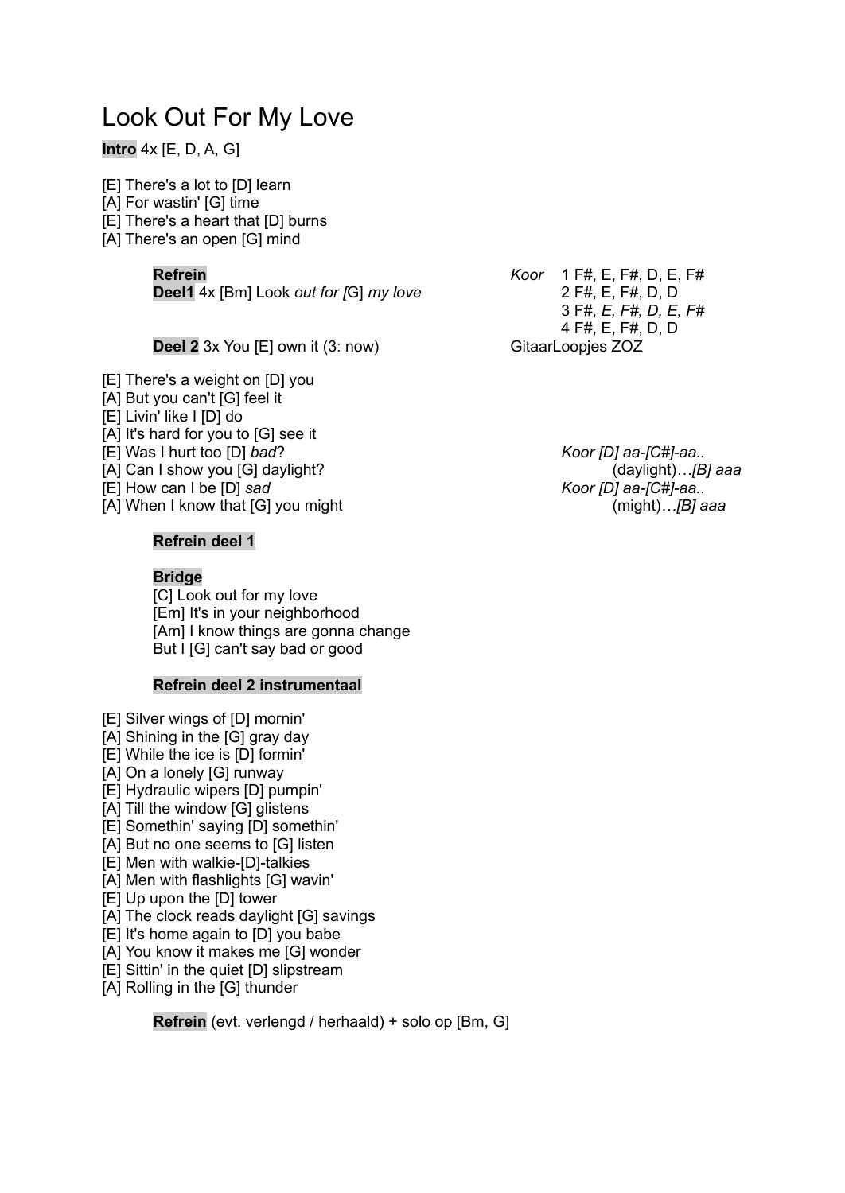# Look Out For My Love

**Intro** 4x [E, D, A, G]

[E] There's a lot to [D] learn
[A] For wastin' [G] time
[E] There's a heart that [D] burns
[A] There's an open [G] mind

**Refrein**
**Deel1** 4x [Bm] Look *out for [*G] *my love*

*Koor* 1 F#, E, F#, D, E, F#
2 F#, E, F#, D, D
3 F#, *E, F#, D, E, F#*
4 F#, E, F#, D, D

**Deel 2** 3x You [E] own it (3: now)

GitaarLoopjes ZOZ

[E] There's a weight on [D] you
[A] But you can't [G] feel it
[E] Livin' like I [D] do
[A] It's hard for you to [G] see it
[E] Was I hurt too [D] *bad*? — *Koor [D] aa-[C#]-aa..*
[A] Can I show you [G] daylight? — (daylight)…*[B] aaa*
[E] How can I be [D] *sad* — *Koor [D] aa-[C#]-aa..*
[A] When I know that [G] you might — (might)…*[B] aaa*

**Refrein deel 1**

**Bridge**
[C] Look out for my love
[Em] It's in your neighborhood
[Am] I know things are gonna change
But I [G] can't say bad or good

**Refrein deel 2 instrumentaal**

[E] Silver wings of [D] mornin'
[A] Shining in the [G] gray day
[E] While the ice is [D] formin'
[A] On a lonely [G] runway
[E] Hydraulic wipers [D] pumpin'
[A] Till the window [G] glistens
[E] Somethin' saying [D] somethin'
[A] But no one seems to [G] listen
[E] Men with walkie-[D]-talkies
[A] Men with flashlights [G] wavin'
[E] Up upon the [D] tower
[A] The clock reads daylight [G] savings
[E] It's home again to [D] you babe
[A] You know it makes me [G] wonder
[E] Sittin' in the quiet [D] slipstream
[A] Rolling in the [G] thunder

**Refrein** (evt. verlengd / herhaald) + solo op [Bm, G]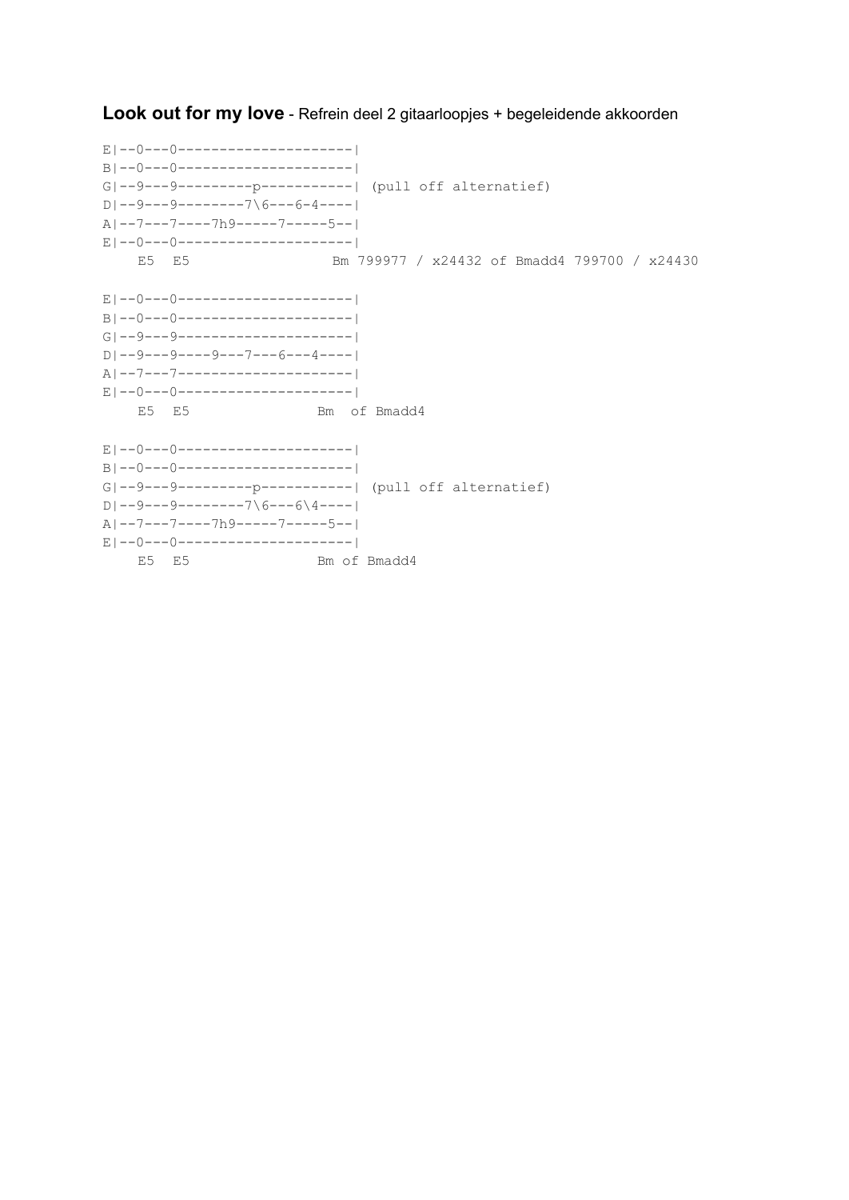**Look out for my love** - Refrein deel 2 gitaarloopjes + begeleidende akkoorden

```
E|--0---0---------------------|
B|--0---0---------------------|
G|--9---9---------p-----------| (pull off alternatief)
D|--9---9--------7\6---6-4----|
A|--7---7----7h9-----7-----5--|
E|--0---0---------------------|
    E5  E5                 Bm 799977 / x24432 of Bmadd4 799700 / x24430

E|--0---0---------------------|
B|--0---0---------------------|
G|--9---9---------------------|
D|--9---9----9---7---6---4----|
A|--7---7---------------------|
E|--0---0---------------------|
    E5  E5               Bm  of Bmadd4

E|--0---0---------------------|
B|--0---0---------------------|
G|--9---9---------p-----------| (pull off alternatief)
D|--9---9--------7\6---6\4----|
A|--7---7----7h9-----7-----5--|
E|--0---0---------------------|
    E5  E5               Bm of Bmadd4
```